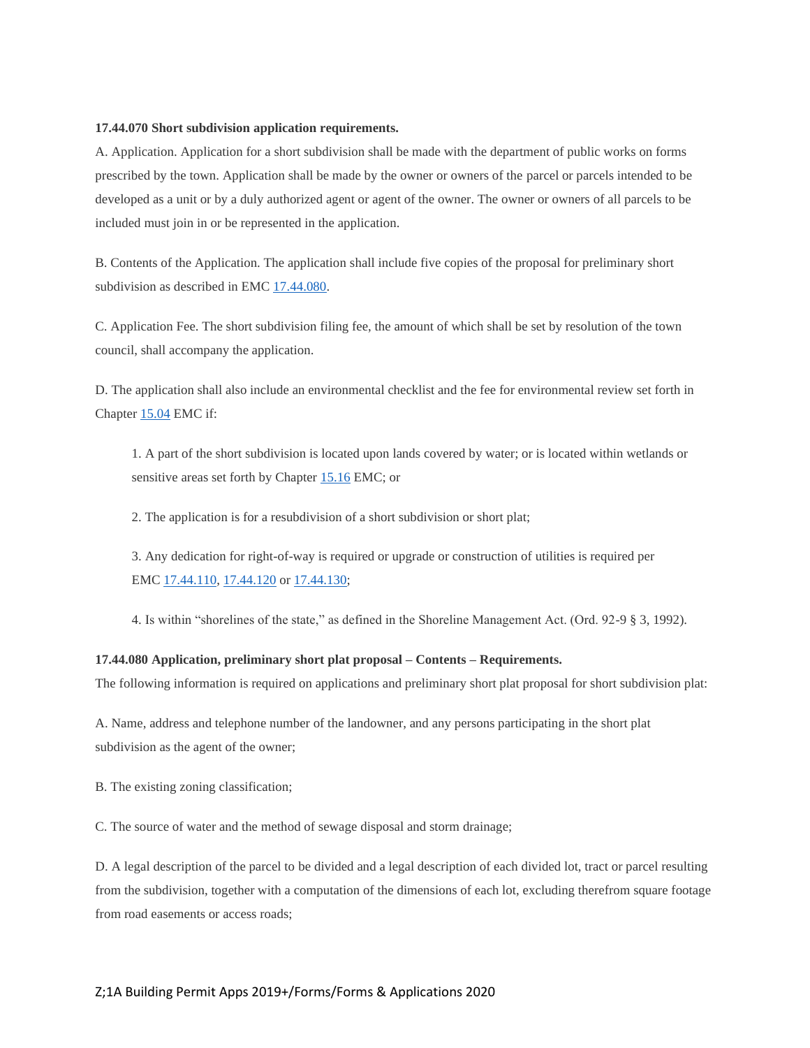**17.44.070 Short subdivision application requirements.**

A. Application. Application for a short subdivision shall be made with the department of public works on forms prescribed by the town. Application shall be made by the owner or owners of the parcel or parcels intended to be developed as a unit or by a duly authorized agent or agent of the owner. The owner or owners of all parcels to be included must join in or be represented in the application.

B. Contents of the Application. The application shall include five copies of the proposal for preliminary short subdivision as described in EMC 17.44.080.

C. Application Fee. The short subdivision filing fee, the amount of which shall be set by resolution of the town council, shall accompany the application.

D. The application shall also include an environmental checklist and the fee for environmental review set forth in Chapter 15.04 EMC if:

> 1. A part of the short subdivision is located upon lands covered by water; or is located within wetlands or sensitive areas set forth by Chapter 15.16 EMC; or
>
> 2. The application is for a resubdivision of a short subdivision or short plat;
>
> 3. Any dedication for right-of-way is required or upgrade or construction of utilities is required per EMC 17.44.110, 17.44.120 or 17.44.130;
>
> 4. Is within "shorelines of the state," as defined in the Shoreline Management Act. (Ord. 92-9 § 3, 1992).

**17.44.080 Application, preliminary short plat proposal – Contents – Requirements.**

The following information is required on applications and preliminary short plat proposal for short subdivision plat:

A. Name, address and telephone number of the landowner, and any persons participating in the short plat subdivision as the agent of the owner;

B. The existing zoning classification;

C. The source of water and the method of sewage disposal and storm drainage;

D. A legal description of the parcel to be divided and a legal description of each divided lot, tract or parcel resulting from the subdivision, together with a computation of the dimensions of each lot, excluding therefrom square footage from road easements or access roads;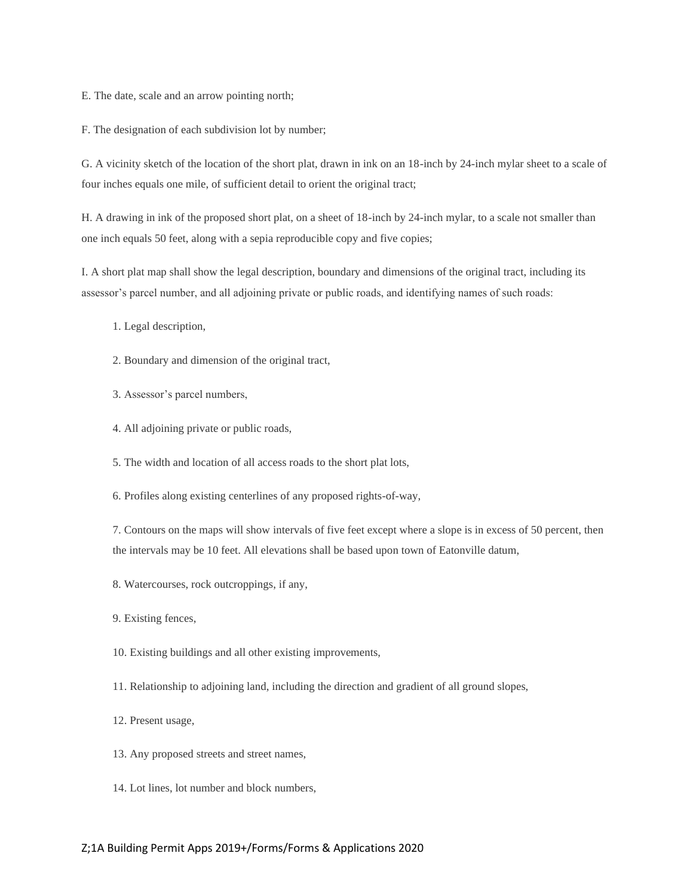E. The date, scale and an arrow pointing north;

F. The designation of each subdivision lot by number;

G. A vicinity sketch of the location of the short plat, drawn in ink on an 18-inch by 24-inch mylar sheet to a scale of four inches equals one mile, of sufficient detail to orient the original tract;

H. A drawing in ink of the proposed short plat, on a sheet of 18-inch by 24-inch mylar, to a scale not smaller than one inch equals 50 feet, along with a sepia reproducible copy and five copies;

I. A short plat map shall show the legal description, boundary and dimensions of the original tract, including its assessor's parcel number, and all adjoining private or public roads, and identifying names of such roads:

1. Legal description,
2. Boundary and dimension of the original tract,
3. Assessor's parcel numbers,
4. All adjoining private or public roads,
5. The width and location of all access roads to the short plat lots,
6. Profiles along existing centerlines of any proposed rights-of-way,
7. Contours on the maps will show intervals of five feet except where a slope is in excess of 50 percent, then the intervals may be 10 feet. All elevations shall be based upon town of Eatonville datum,
8. Watercourses, rock outcroppings, if any,
9. Existing fences,
10. Existing buildings and all other existing improvements,
11. Relationship to adjoining land, including the direction and gradient of all ground slopes,
12. Present usage,
13. Any proposed streets and street names,
14. Lot lines, lot number and block numbers,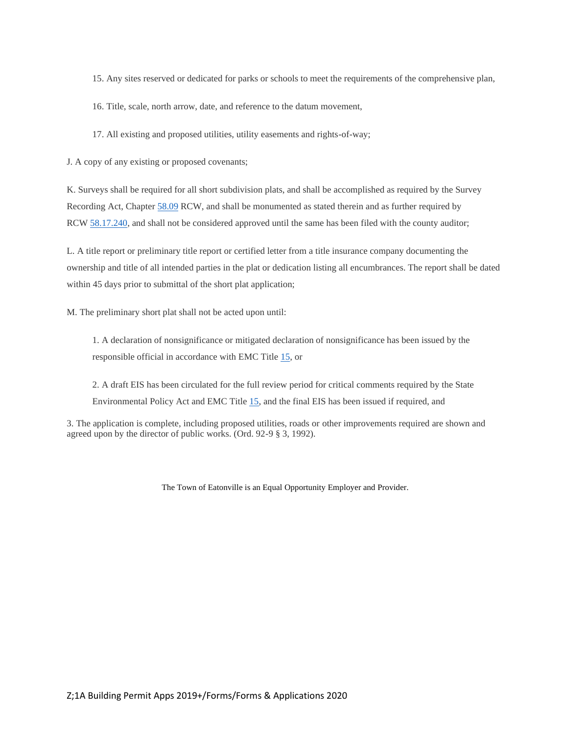15. Any sites reserved or dedicated for parks or schools to meet the requirements of the comprehensive plan,

16. Title, scale, north arrow, date, and reference to the datum movement,

17. All existing and proposed utilities, utility easements and rights-of-way;

J. A copy of any existing or proposed covenants;

K. Surveys shall be required for all short subdivision plats, and shall be accomplished as required by the Survey Recording Act, Chapter 58.09 RCW, and shall be monumented as stated therein and as further required by RCW 58.17.240, and shall not be considered approved until the same has been filed with the county auditor;

L. A title report or preliminary title report or certified letter from a title insurance company documenting the ownership and title of all intended parties in the plat or dedication listing all encumbrances. The report shall be dated within 45 days prior to submittal of the short plat application;

M. The preliminary short plat shall not be acted upon until:

1. A declaration of nonsignificance or mitigated declaration of nonsignificance has been issued by the responsible official in accordance with EMC Title 15, or

2. A draft EIS has been circulated for the full review period for critical comments required by the State Environmental Policy Act and EMC Title 15, and the final EIS has been issued if required, and

3. The application is complete, including proposed utilities, roads or other improvements required are shown and agreed upon by the director of public works. (Ord. 92-9 § 3, 1992).

The Town of Eatonville is an Equal Opportunity Employer and Provider.

Z;1A Building Permit Apps 2019+/Forms/Forms & Applications 2020